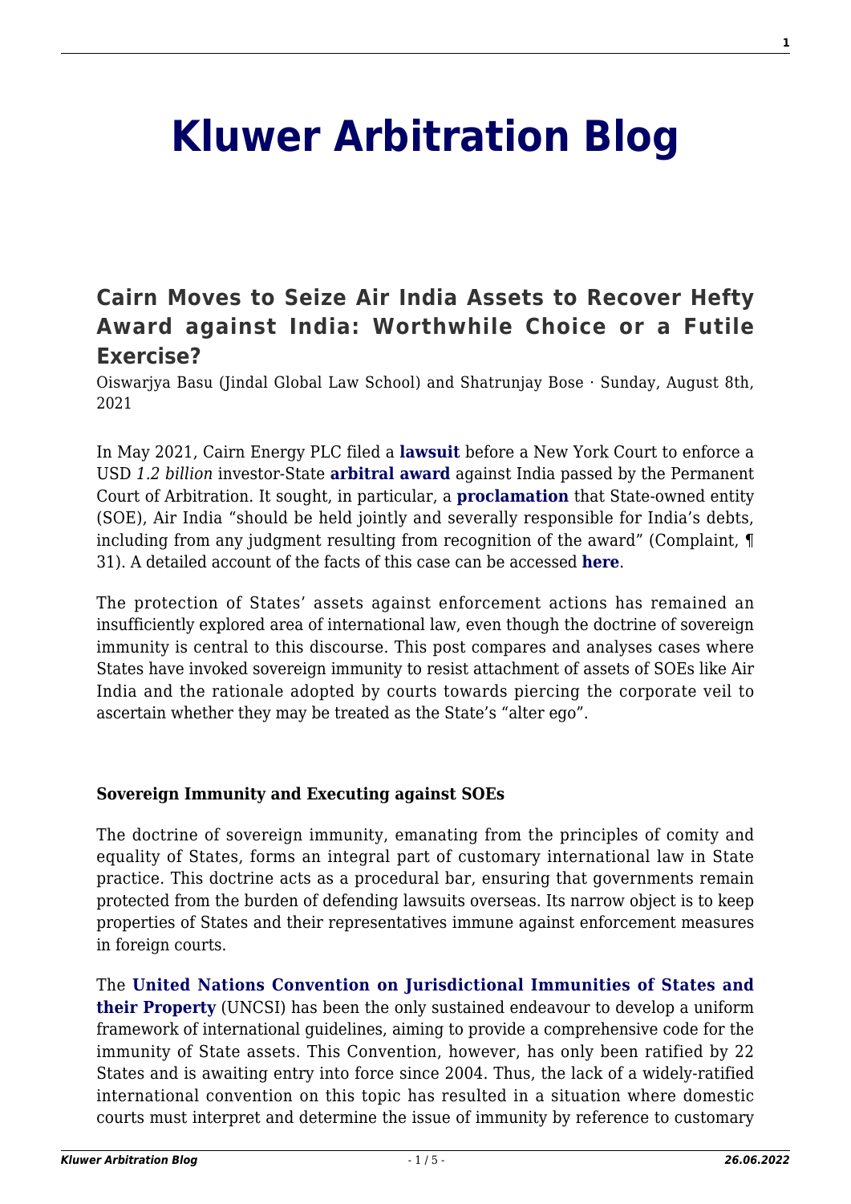# Kluwer Arbitration Blog

## Cairn Moves to Seize Air India Assets to Recover Hefty Award against India: Worthwhile Choice or a Futile Exercise?

Oiswarjya Basu (Jindal Global Law School) and Shatrunjay Bose · Sunday, August 8th, 2021

In May 2021, Cairn Energy PLC filed a **lawsuit** before a New York Court to enforce a USD *1.2 billion* investor-State **arbitral award** against India passed by the Permanent Court of Arbitration. It sought, in particular, a **proclamation** that State-owned entity (SOE), Air India "should be held jointly and severally responsible for India's debts, including from any judgment resulting from recognition of the award" (Complaint, ¶ 31). A detailed account of the facts of this case can be accessed **here**.

The protection of States' assets against enforcement actions has remained an insufficiently explored area of international law, even though the doctrine of sovereign immunity is central to this discourse. This post compares and analyses cases where States have invoked sovereign immunity to resist attachment of assets of SOEs like Air India and the rationale adopted by courts towards piercing the corporate veil to ascertain whether they may be treated as the State's "alter ego".

**Sovereign Immunity and Executing against SOEs**

The doctrine of sovereign immunity, emanating from the principles of comity and equality of States, forms an integral part of customary international law in State practice. This doctrine acts as a procedural bar, ensuring that governments remain protected from the burden of defending lawsuits overseas. Its narrow object is to keep properties of States and their representatives immune against enforcement measures in foreign courts.

The **United Nations Convention on Jurisdictional Immunities of States and their Property** (UNCSI) has been the only sustained endeavour to develop a uniform framework of international guidelines, aiming to provide a comprehensive code for the immunity of State assets. This Convention, however, has only been ratified by 22 States and is awaiting entry into force since 2004. Thus, the lack of a widely-ratified international convention on this topic has resulted in a situation where domestic courts must interpret and determine the issue of immunity by reference to customary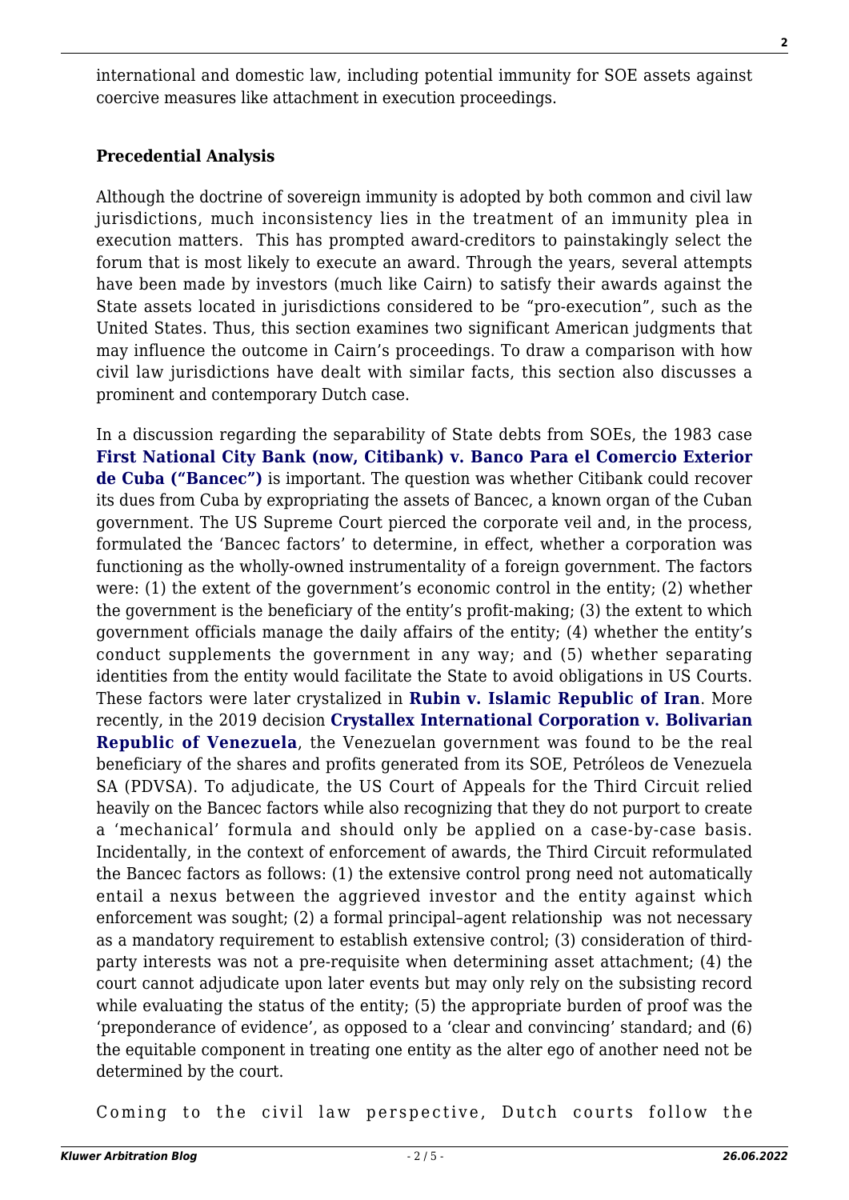international and domestic law, including potential immunity for SOE assets against coercive measures like attachment in execution proceedings.

**Precedential Analysis**

Although the doctrine of sovereign immunity is adopted by both common and civil law jurisdictions, much inconsistency lies in the treatment of an immunity plea in execution matters. This has prompted award-creditors to painstakingly select the forum that is most likely to execute an award. Through the years, several attempts have been made by investors (much like Cairn) to satisfy their awards against the State assets located in jurisdictions considered to be "pro-execution", such as the United States. Thus, this section examines two significant American judgments that may influence the outcome in Cairn's proceedings. To draw a comparison with how civil law jurisdictions have dealt with similar facts, this section also discusses a prominent and contemporary Dutch case.

In a discussion regarding the separability of State debts from SOEs, the 1983 case **First National City Bank (now, Citibank) v. Banco Para el Comercio Exterior de Cuba ("Bancec")** is important. The question was whether Citibank could recover its dues from Cuba by expropriating the assets of Bancec, a known organ of the Cuban government. The US Supreme Court pierced the corporate veil and, in the process, formulated the 'Bancec factors' to determine, in effect, whether a corporation was functioning as the wholly-owned instrumentality of a foreign government. The factors were: (1) the extent of the government's economic control in the entity; (2) whether the government is the beneficiary of the entity's profit-making; (3) the extent to which government officials manage the daily affairs of the entity; (4) whether the entity's conduct supplements the government in any way; and (5) whether separating identities from the entity would facilitate the State to avoid obligations in US Courts. These factors were later crystalized in **Rubin v. Islamic Republic of Iran**. More recently, in the 2019 decision **Crystallex International Corporation v. Bolivarian Republic of Venezuela**, the Venezuelan government was found to be the real beneficiary of the shares and profits generated from its SOE, Petróleos de Venezuela SA (PDVSA). To adjudicate, the US Court of Appeals for the Third Circuit relied heavily on the Bancec factors while also recognizing that they do not purport to create a 'mechanical' formula and should only be applied on a case-by-case basis. Incidentally, in the context of enforcement of awards, the Third Circuit reformulated the Bancec factors as follows: (1) the extensive control prong need not automatically entail a nexus between the aggrieved investor and the entity against which enforcement was sought; (2) a formal principal–agent relationship was not necessary as a mandatory requirement to establish extensive control; (3) consideration of third-party interests was not a pre-requisite when determining asset attachment; (4) the court cannot adjudicate upon later events but may only rely on the subsisting record while evaluating the status of the entity; (5) the appropriate burden of proof was the 'preponderance of evidence', as opposed to a 'clear and convincing' standard; and (6) the equitable component in treating one entity as the alter ego of another need not be determined by the court.

Coming to the civil law perspective, Dutch courts follow the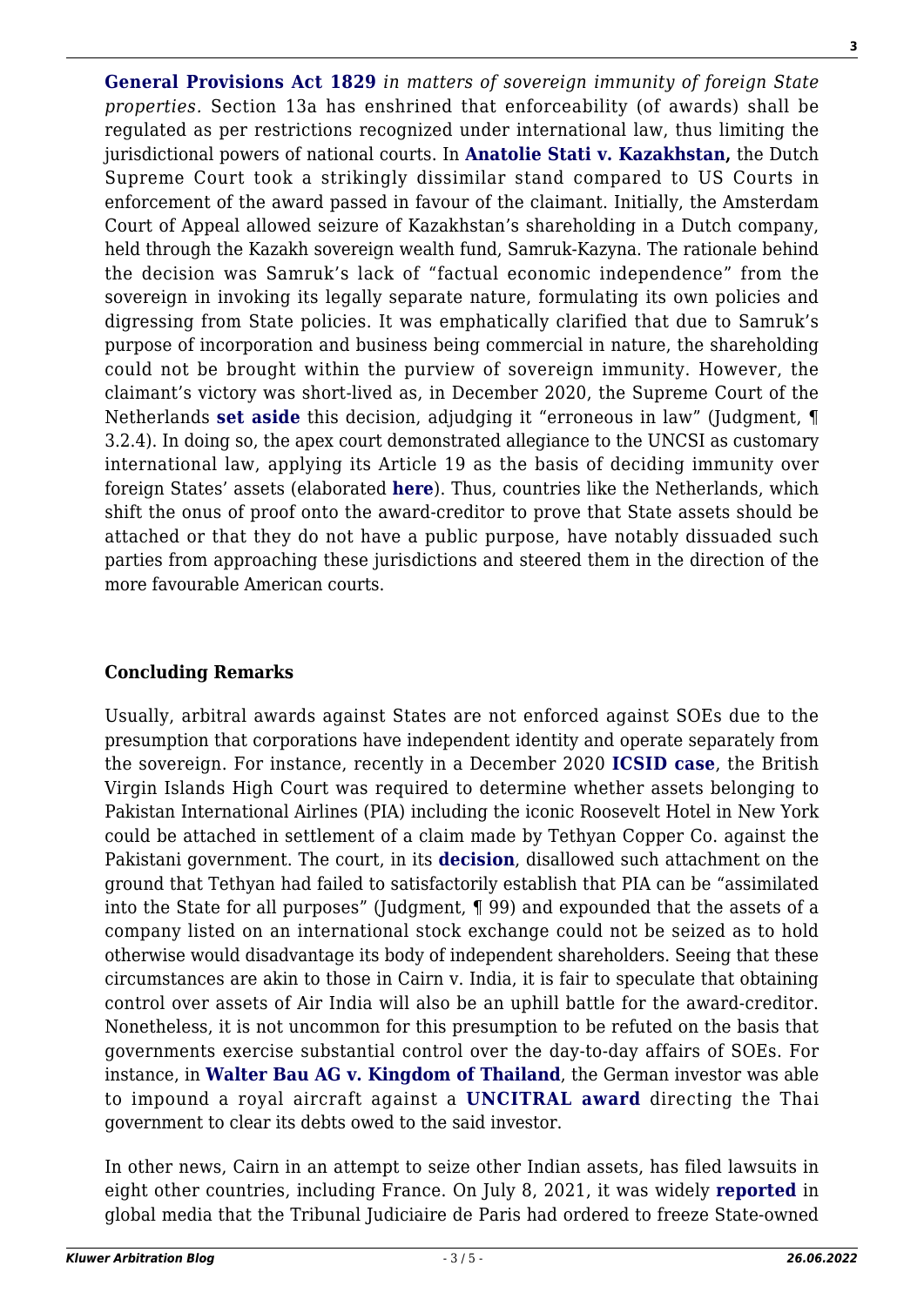**General Provisions Act 1829** *in matters of sovereign immunity of foreign State properties.* Section 13a has enshrined that enforceability (of awards) shall be regulated as per restrictions recognized under international law, thus limiting the jurisdictional powers of national courts. In **Anatolie Stati v. Kazakhstan,** the Dutch Supreme Court took a strikingly dissimilar stand compared to US Courts in enforcement of the award passed in favour of the claimant. Initially, the Amsterdam Court of Appeal allowed seizure of Kazakhstan's shareholding in a Dutch company, held through the Kazakh sovereign wealth fund, Samruk-Kazyna. The rationale behind the decision was Samruk's lack of "factual economic independence" from the sovereign in invoking its legally separate nature, formulating its own policies and digressing from State policies. It was emphatically clarified that due to Samruk's purpose of incorporation and business being commercial in nature, the shareholding could not be brought within the purview of sovereign immunity. However, the claimant's victory was short-lived as, in December 2020, the Supreme Court of the Netherlands **set aside** this decision, adjudging it "erroneous in law" (Judgment, ¶ 3.2.4). In doing so, the apex court demonstrated allegiance to the UNCSI as customary international law, applying its Article 19 as the basis of deciding immunity over foreign States' assets (elaborated **here**). Thus, countries like the Netherlands, which shift the onus of proof onto the award-creditor to prove that State assets should be attached or that they do not have a public purpose, have notably dissuaded such parties from approaching these jurisdictions and steered them in the direction of the more favourable American courts.

**Concluding Remarks**

Usually, arbitral awards against States are not enforced against SOEs due to the presumption that corporations have independent identity and operate separately from the sovereign. For instance, recently in a December 2020 **ICSID case**, the British Virgin Islands High Court was required to determine whether assets belonging to Pakistan International Airlines (PIA) including the iconic Roosevelt Hotel in New York could be attached in settlement of a claim made by Tethyan Copper Co. against the Pakistani government. The court, in its **decision**, disallowed such attachment on the ground that Tethyan had failed to satisfactorily establish that PIA can be "assimilated into the State for all purposes" (Judgment, ¶ 99) and expounded that the assets of a company listed on an international stock exchange could not be seized as to hold otherwise would disadvantage its body of independent shareholders. Seeing that these circumstances are akin to those in Cairn v. India, it is fair to speculate that obtaining control over assets of Air India will also be an uphill battle for the award-creditor. Nonetheless, it is not uncommon for this presumption to be refuted on the basis that governments exercise substantial control over the day-to-day affairs of SOEs. For instance, in **Walter Bau AG v. Kingdom of Thailand**, the German investor was able to impound a royal aircraft against a **UNCITRAL award** directing the Thai government to clear its debts owed to the said investor.

In other news, Cairn in an attempt to seize other Indian assets, has filed lawsuits in eight other countries, including France. On July 8, 2021, it was widely **reported** in global media that the Tribunal Judiciaire de Paris had ordered to freeze State-owned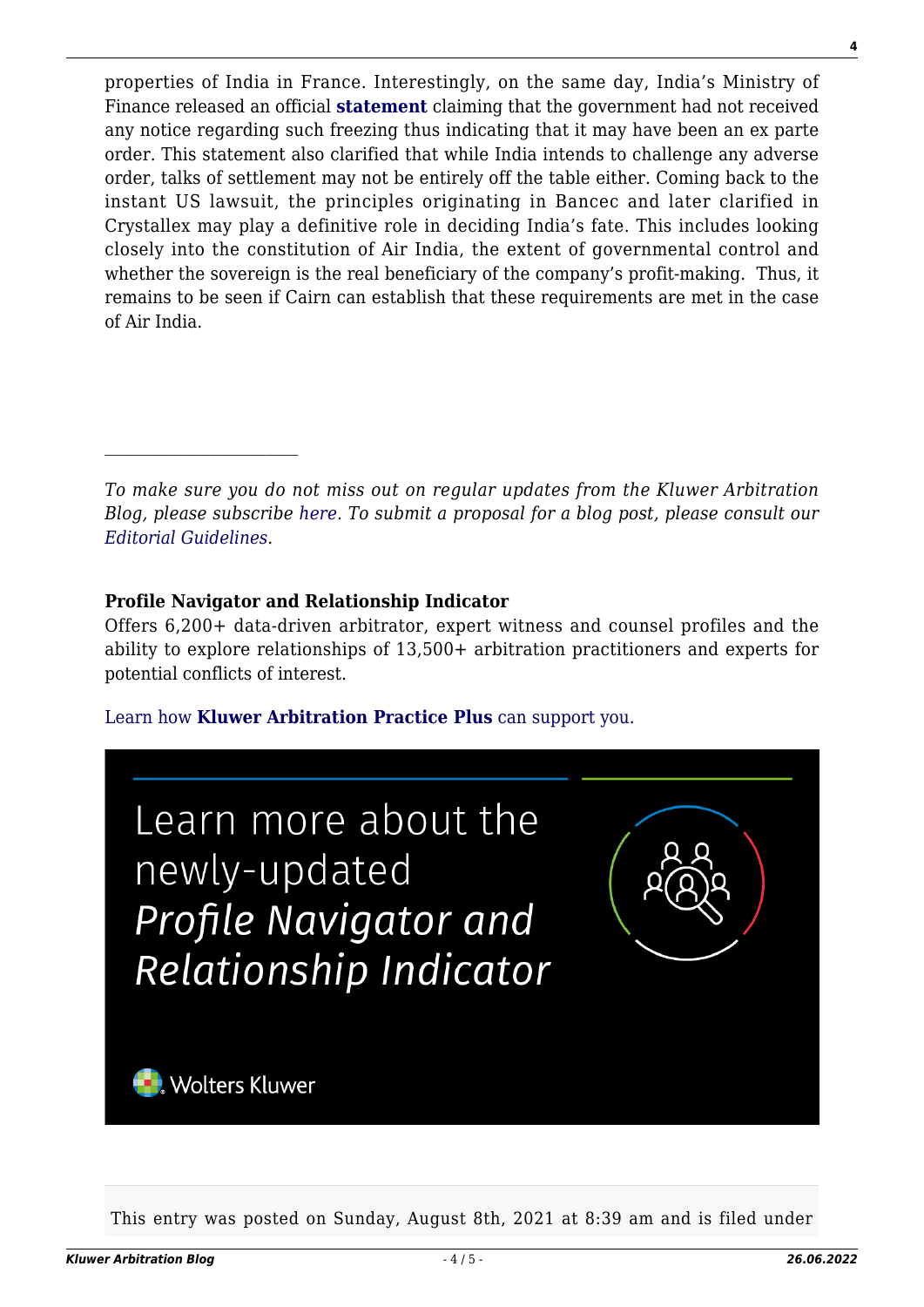properties of India in France. Interestingly, on the same day, India's Ministry of Finance released an official **statement** claiming that the government had not received any notice regarding such freezing thus indicating that it may have been an ex parte order. This statement also clarified that while India intends to challenge any adverse order, talks of settlement may not be entirely off the table either. Coming back to the instant US lawsuit, the principles originating in Bancec and later clarified in Crystallex may play a definitive role in deciding India's fate. This includes looking closely into the constitution of Air India, the extent of governmental control and whether the sovereign is the real beneficiary of the company's profit-making. Thus, it remains to be seen if Cairn can establish that these requirements are met in the case of Air India.

---

*To make sure you do not miss out on regular updates from the Kluwer Arbitration Blog, please subscribe here. To submit a proposal for a blog post, please consult our Editorial Guidelines.*

**Profile Navigator and Relationship Indicator**

Offers 6,200+ data-driven arbitrator, expert witness and counsel profiles and the ability to explore relationships of 13,500+ arbitration practitioners and experts for potential conflicts of interest.

Learn how **Kluwer Arbitration Practice Plus** can support you.

Learn more about the newly-updated *Profile Navigator and Relationship Indicator*

Wolters Kluwer

This entry was posted on Sunday, August 8th, 2021 at 8:39 am and is filed under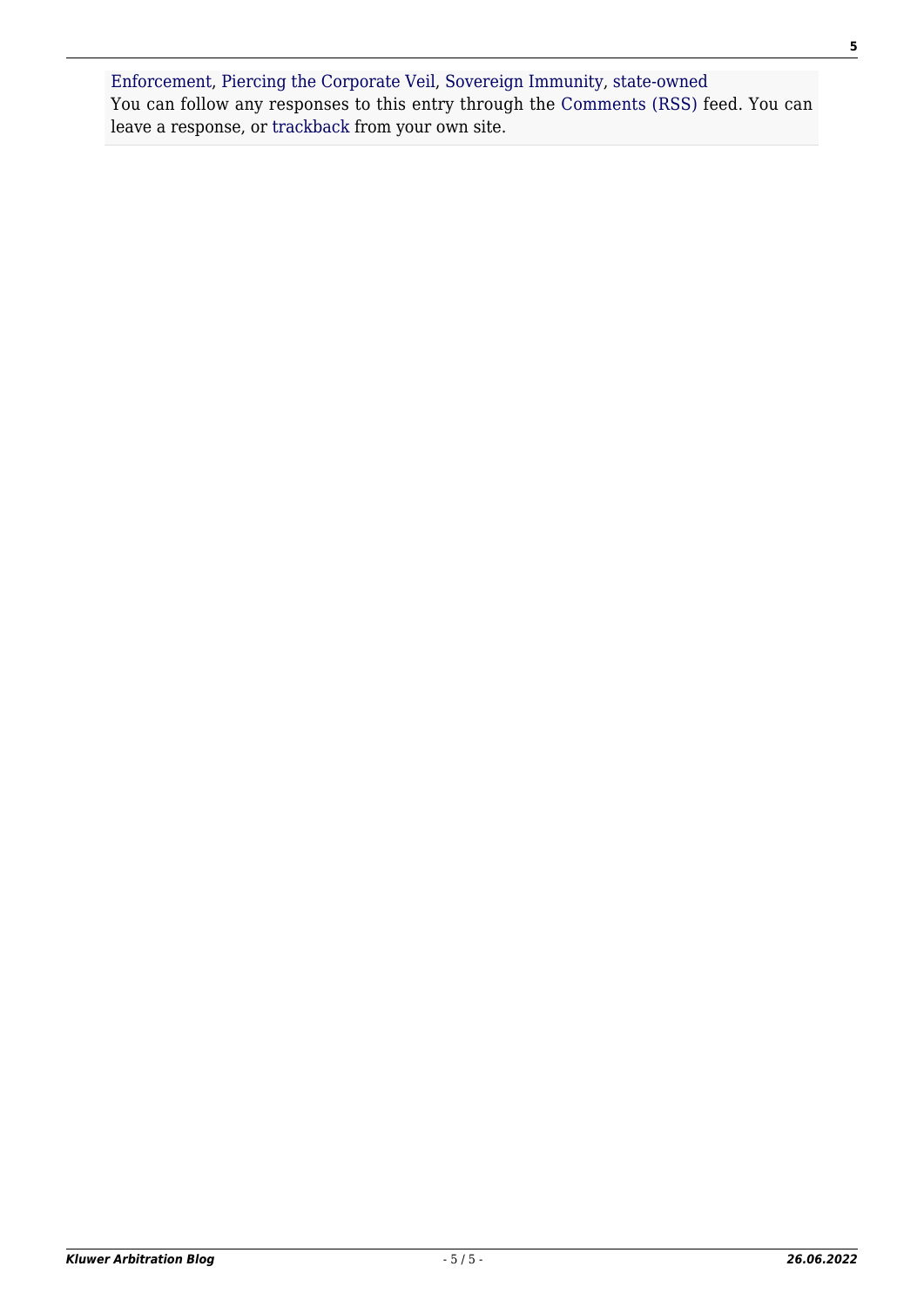Enforcement, Piercing the Corporate Veil, Sovereign Immunity, state-owned
You can follow any responses to this entry through the Comments (RSS) feed. You can leave a response, or trackback from your own site.